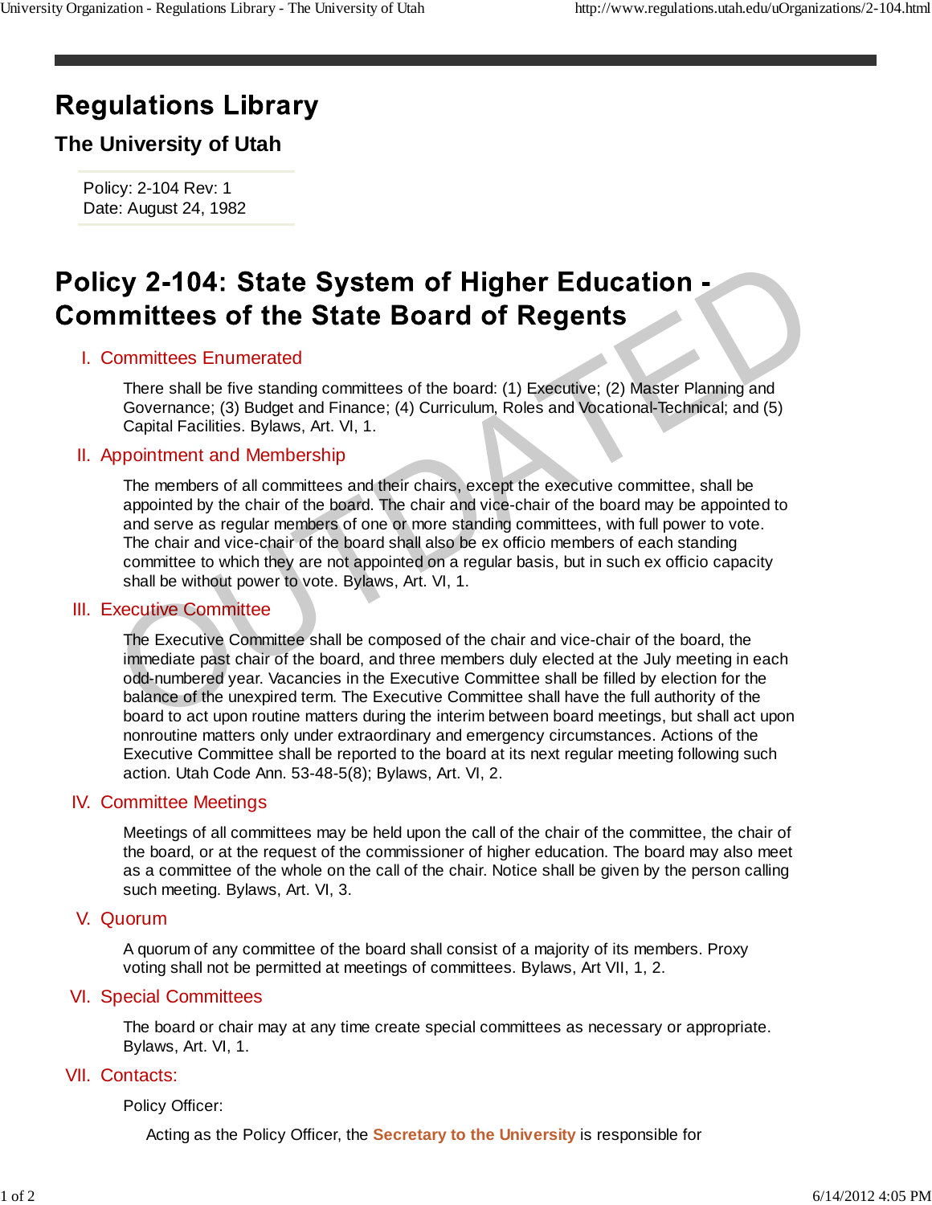# Regulations Library

## The University of Utah

Policy: 2-104 Rev: 1
Date: August 24, 1982

# Policy 2-104: State System of Higher Education - Committees of the State Board of Regents

## I. Committees Enumerated

There shall be five standing committees of the board: (1) Executive; (2) Master Planning and Governance; (3) Budget and Finance; (4) Curriculum, Roles and Vocational-Technical; and (5) Capital Facilities. Bylaws, Art. VI, 1.

## II. Appointment and Membership

The members of all committees and their chairs, except the executive committee, shall be appointed by the chair of the board. The chair and vice-chair of the board may be appointed to and serve as regular members of one or more standing committees, with full power to vote. The chair and vice-chair of the board shall also be ex officio members of each standing committee to which they are not appointed on a regular basis, but in such ex officio capacity shall be without power to vote. Bylaws, Art. VI, 1.

## III. Executive Committee

The Executive Committee shall be composed of the chair and vice-chair of the board, the immediate past chair of the board, and three members duly elected at the July meeting in each odd-numbered year. Vacancies in the Executive Committee shall be filled by election for the balance of the unexpired term. The Executive Committee shall have the full authority of the board to act upon routine matters during the interim between board meetings, but shall act upon nonroutine matters only under extraordinary and emergency circumstances. Actions of the Executive Committee shall be reported to the board at its next regular meeting following such action. Utah Code Ann. 53-48-5(8); Bylaws, Art. VI, 2.

## IV. Committee Meetings

Meetings of all committees may be held upon the call of the chair of the committee, the chair of the board, or at the request of the commissioner of higher education. The board may also meet as a committee of the whole on the call of the chair. Notice shall be given by the person calling such meeting. Bylaws, Art. VI, 3.

## V. Quorum

A quorum of any committee of the board shall consist of a majority of its members. Proxy voting shall not be permitted at meetings of committees. Bylaws, Art VII, 1, 2.

## VI. Special Committees

The board or chair may at any time create special committees as necessary or appropriate. Bylaws, Art. VI, 1.

## VII. Contacts:

Policy Officer:

Acting as the Policy Officer, the **Secretary to the University** is responsible for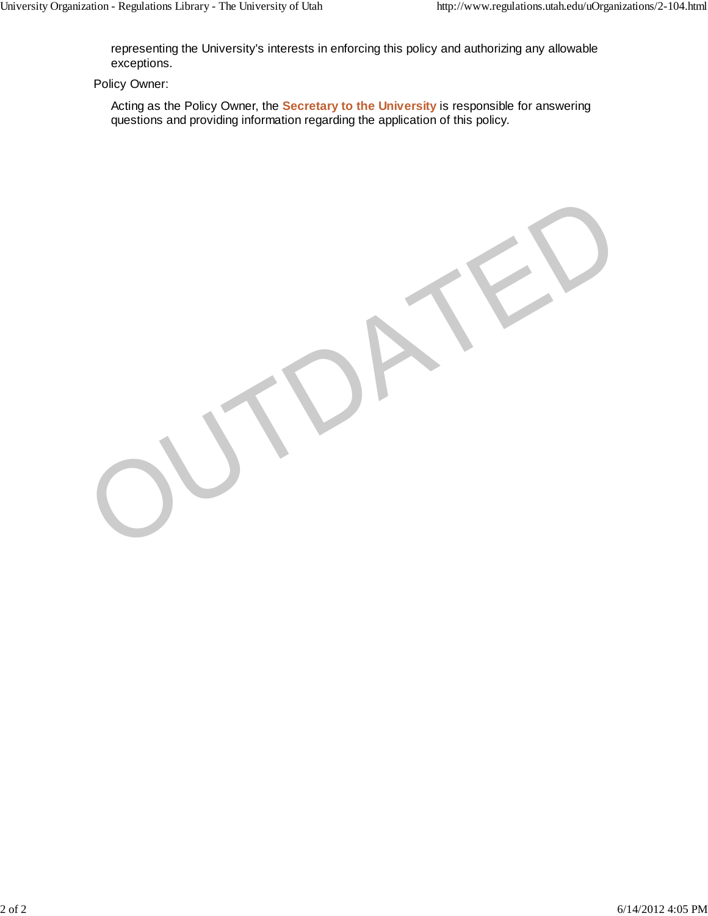representing the University's interests in enforcing this policy and authorizing any allowable exceptions.

Policy Owner:

Acting as the Policy Owner, the **Secretary to the University** is responsible for answering questions and providing information regarding the application of this policy.